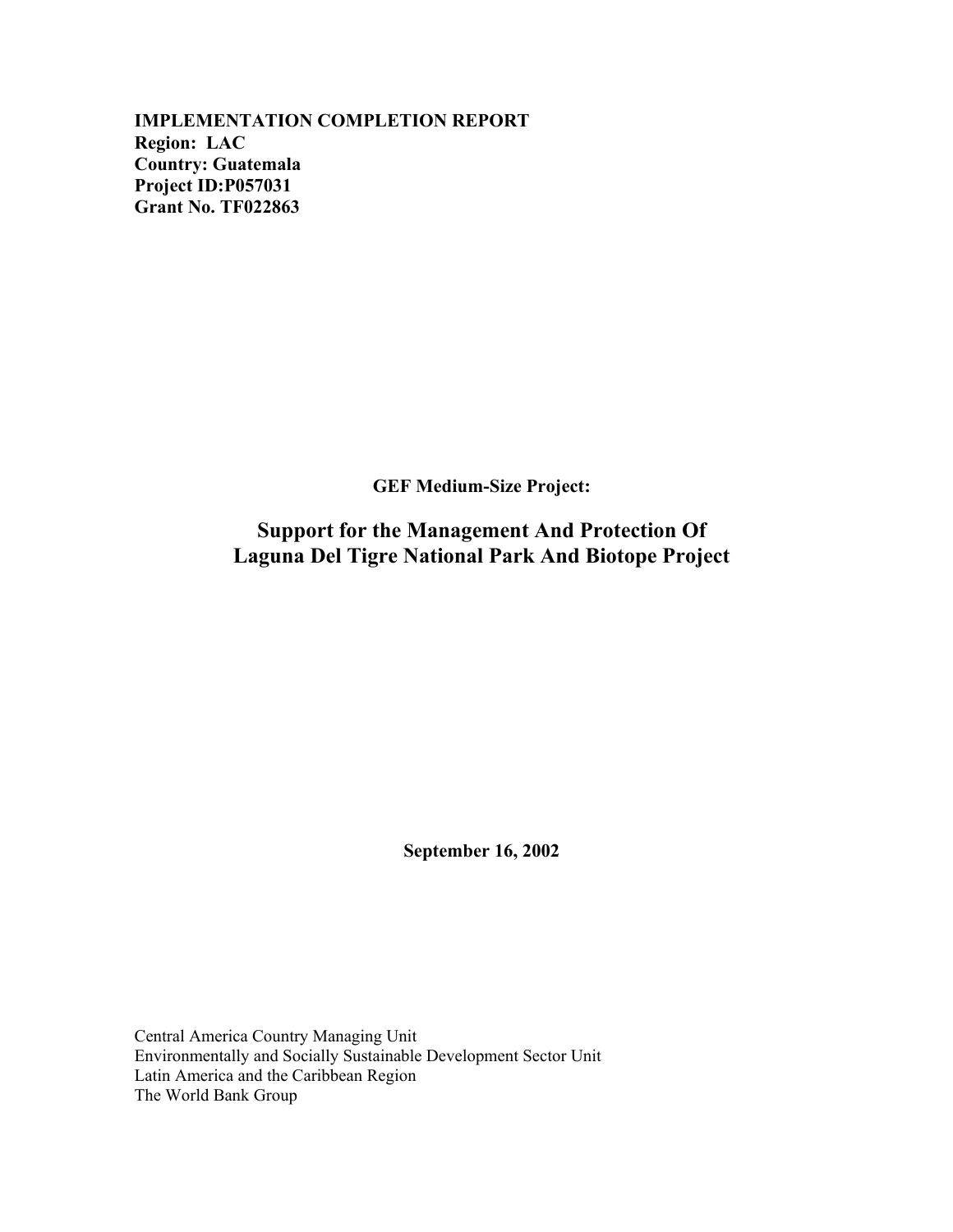**IMPLEMENTATION COMPLETION REPORT**
**Region: LAC**
**Country: Guatemala**
**Project ID:P057031**
**Grant No. TF022863**

**GEF Medium-Size Project:**

# Support for the Management And Protection Of Laguna Del Tigre National Park And Biotope Project

**September 16, 2002**

Central America Country Managing Unit
Environmentally and Socially Sustainable Development Sector Unit
Latin America and the Caribbean Region
The World Bank Group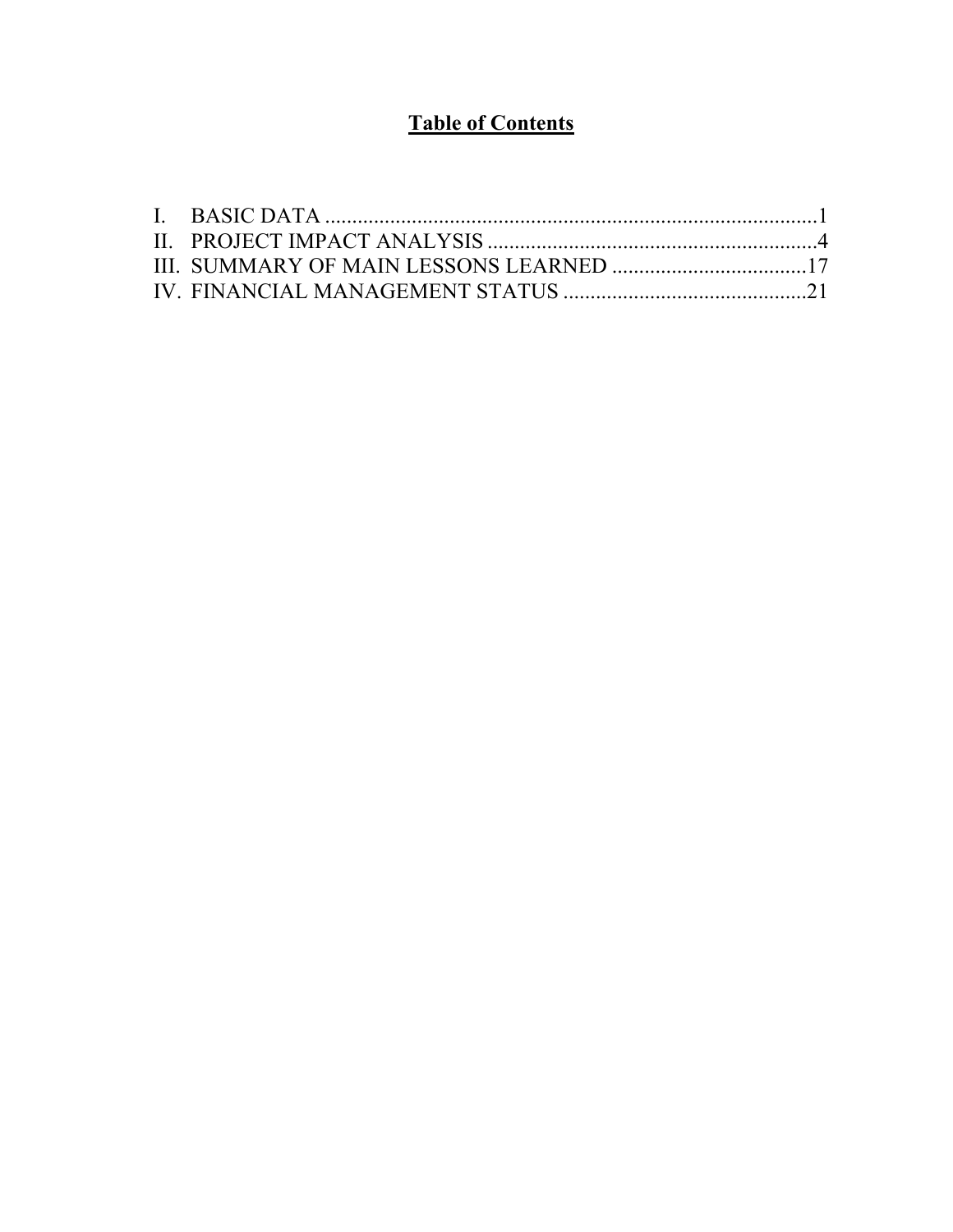# Table of Contents

I. BASIC DATA ............................................................................................1
II. PROJECT IMPACT ANALYSIS .............................................................4
III. SUMMARY OF MAIN LESSONS LEARNED ....................................17
IV. FINANCIAL MANAGEMENT STATUS .............................................21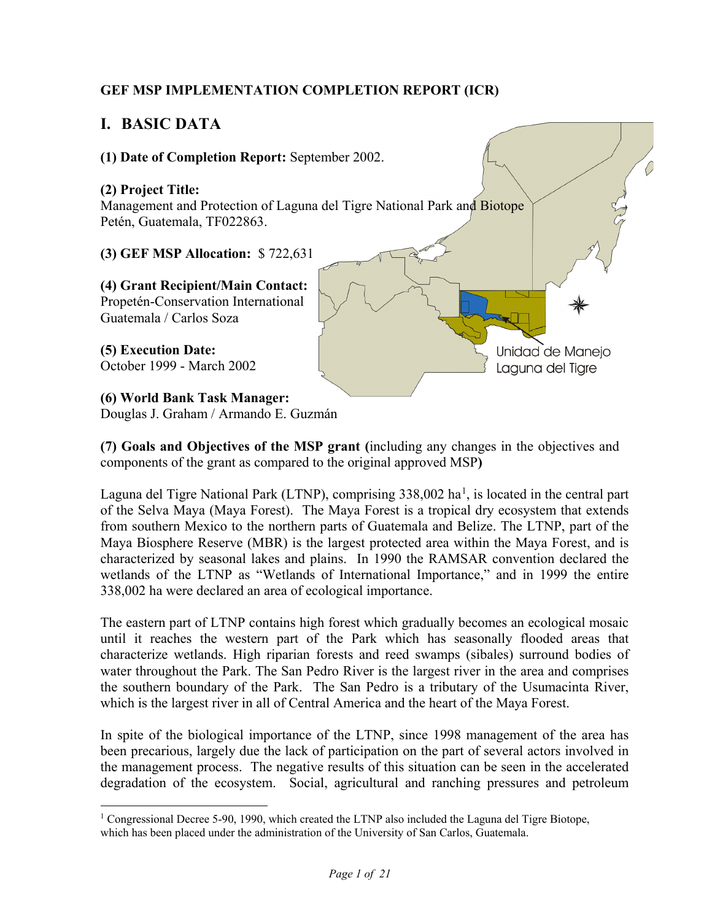**GEF MSP IMPLEMENTATION COMPLETION REPORT (ICR)**

# I. BASIC DATA

**(1) Date of Completion Report:** September 2002.

**(2) Project Title:**
Management and Protection of Laguna del Tigre National Park and Biotope
Petén, Guatemala, TF022863.

**(3) GEF MSP Allocation:** $ 722,631

**(4) Grant Recipient/Main Contact:**
Propetén-Conservation International
Guatemala / Carlos Soza

**(5) Execution Date:**
October 1999 - March 2002

**(6) World Bank Task Manager:**
Douglas J. Graham / Armando E. Guzmán

Unidad de Manejo
Laguna del Tigre

**(7) Goals and Objectives of the MSP grant (**including any changes in the objectives and components of the grant as compared to the original approved MSP**)**

Laguna del Tigre National Park (LTNP), comprising 338,002 ha[1], is located in the central part of the Selva Maya (Maya Forest). The Maya Forest is a tropical dry ecosystem that extends from southern Mexico to the northern parts of Guatemala and Belize. The LTNP, part of the Maya Biosphere Reserve (MBR) is the largest protected area within the Maya Forest, and is characterized by seasonal lakes and plains. In 1990 the RAMSAR convention declared the wetlands of the LTNP as "Wetlands of International Importance," and in 1999 the entire 338,002 ha were declared an area of ecological importance.

The eastern part of LTNP contains high forest which gradually becomes an ecological mosaic until it reaches the western part of the Park which has seasonally flooded areas that characterize wetlands. High riparian forests and reed swamps (sibales) surround bodies of water throughout the Park. The San Pedro River is the largest river in the area and comprises the southern boundary of the Park. The San Pedro is a tributary of the Usumacinta River, which is the largest river in all of Central America and the heart of the Maya Forest.

In spite of the biological importance of the LTNP, since 1998 management of the area has been precarious, largely due the lack of participation on the part of several actors involved in the management process. The negative results of this situation can be seen in the accelerated degradation of the ecosystem. Social, agricultural and ranching pressures and petroleum

[1] Congressional Decree 5-90, 1990, which created the LTNP also included the Laguna del Tigre Biotope, which has been placed under the administration of the University of San Carlos, Guatemala.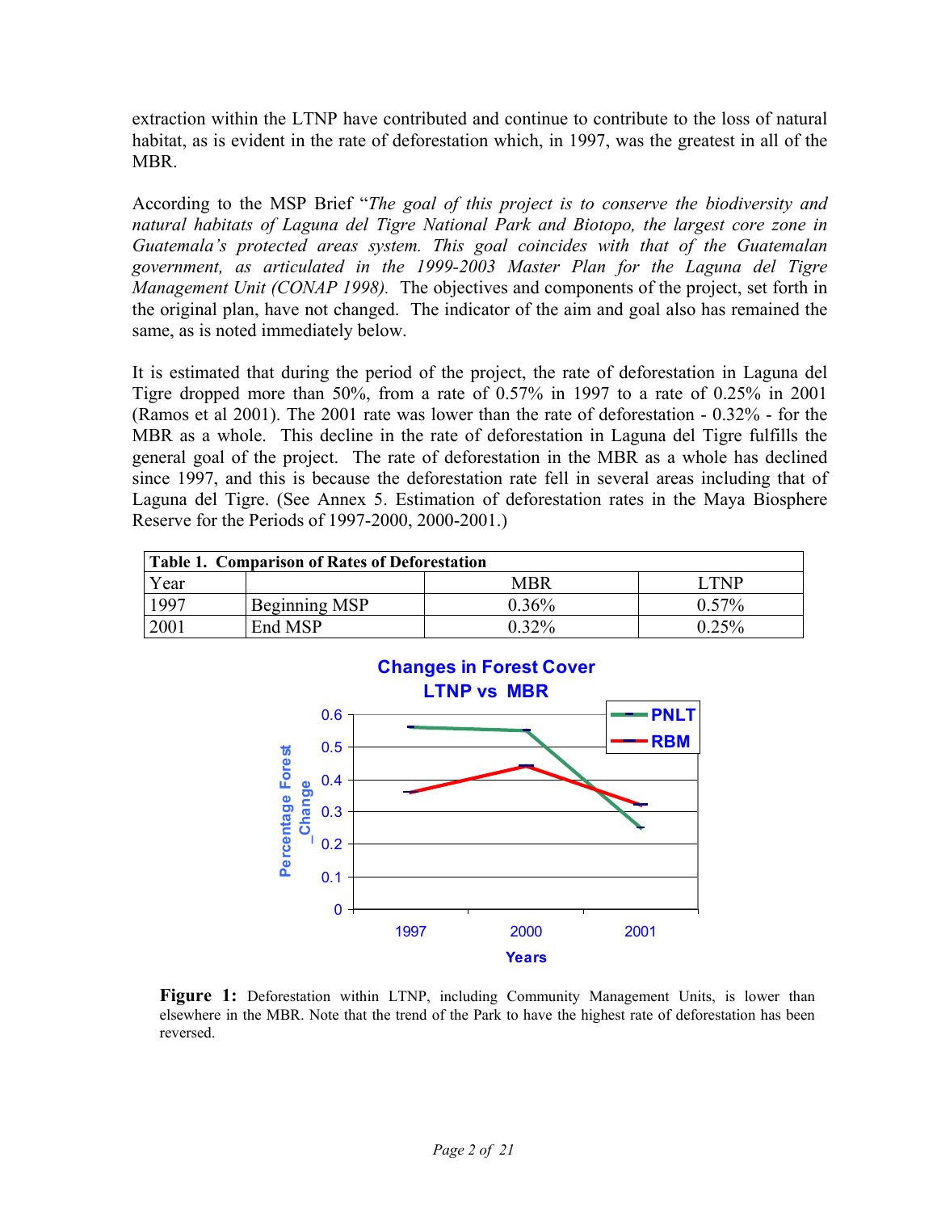extraction within the LTNP have contributed and continue to contribute to the loss of natural habitat, as is evident in the rate of deforestation which, in 1997, was the greatest in all of the MBR.

According to the MSP Brief "*The goal of this project is to conserve the biodiversity and natural habitats of Laguna del Tigre National Park and Biotopo, the largest core zone in Guatemala's protected areas system. This goal coincides with that of the Guatemalan government, as articulated in the 1999-2003 Master Plan for the Laguna del Tigre Management Unit (CONAP 1998).* The objectives and components of the project, set forth in the original plan, have not changed. The indicator of the aim and goal also has remained the same, as is noted immediately below.

It is estimated that during the period of the project, the rate of deforestation in Laguna del Tigre dropped more than 50%, from a rate of 0.57% in 1997 to a rate of 0.25% in 2001 (Ramos et al 2001). The 2001 rate was lower than the rate of deforestation - 0.32% - for the MBR as a whole. This decline in the rate of deforestation in Laguna del Tigre fulfills the general goal of the project. The rate of deforestation in the MBR as a whole has declined since 1997, and this is because the deforestation rate fell in several areas including that of Laguna del Tigre. (See Annex 5. Estimation of deforestation rates in the Maya Biosphere Reserve for the Periods of 1997-2000, 2000-2001.)

**Table 1. Comparison of Rates of Deforestation**

| Year | | MBR | LTNP |
|---|---|---|---|
| 1997 | Beginning MSP | 0.36% | 0.57% |
| 2001 | End MSP | 0.32% | 0.25% |

**Changes in Forest Cover LTNP vs MBR**

| Years | PNLT | RBM |
|---|---|---|
| 1997 | 0.56 | 0.36 |
| 2000 | 0.55 | 0.44 |
| 2001 | 0.25 | 0.32 |

**Figure 1:** Deforestation within LTNP, including Community Management Units, is lower than elsewhere in the MBR. Note that the trend of the Park to have the highest rate of deforestation has been reversed.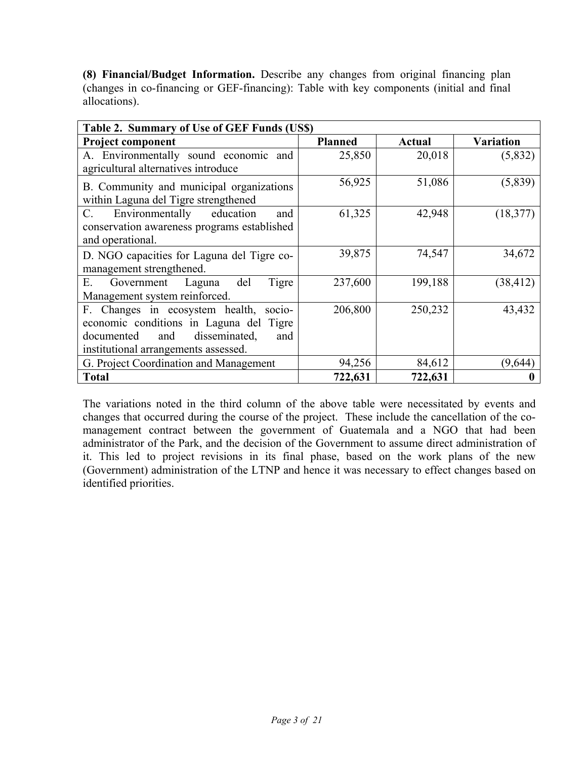**(8) Financial/Budget Information.** Describe any changes from original financing plan (changes in co-financing or GEF-financing): Table with key components (initial and final allocations).

| **Table 2. Summary of Use of GEF Funds (US$)** | | | |
|---|---|---|---|
| **Project component** | **Planned** | **Actual** | **Variation** |
| A. Environmentally sound economic and agricultural alternatives introduce | 25,850 | 20,018 | (5,832) |
| B. Community and municipal organizations within Laguna del Tigre strengthened | 56,925 | 51,086 | (5,839) |
| C. Environmentally education and conservation awareness programs established and operational. | 61,325 | 42,948 | (18,377) |
| D. NGO capacities for Laguna del Tigre co-management strengthened. | 39,875 | 74,547 | 34,672 |
| E. Government Laguna del Tigre Management system reinforced. | 237,600 | 199,188 | (38,412) |
| F. Changes in ecosystem health, socio-economic conditions in Laguna del Tigre documented and disseminated, and institutional arrangements assessed. | 206,800 | 250,232 | 43,432 |
| G. Project Coordination and Management | 94,256 | 84,612 | (9,644) |
| **Total** | **722,631** | **722,631** | **0** |

The variations noted in the third column of the above table were necessitated by events and changes that occurred during the course of the project. These include the cancellation of the co-management contract between the government of Guatemala and a NGO that had been administrator of the Park, and the decision of the Government to assume direct administration of it. This led to project revisions in its final phase, based on the work plans of the new (Government) administration of the LTNP and hence it was necessary to effect changes based on identified priorities.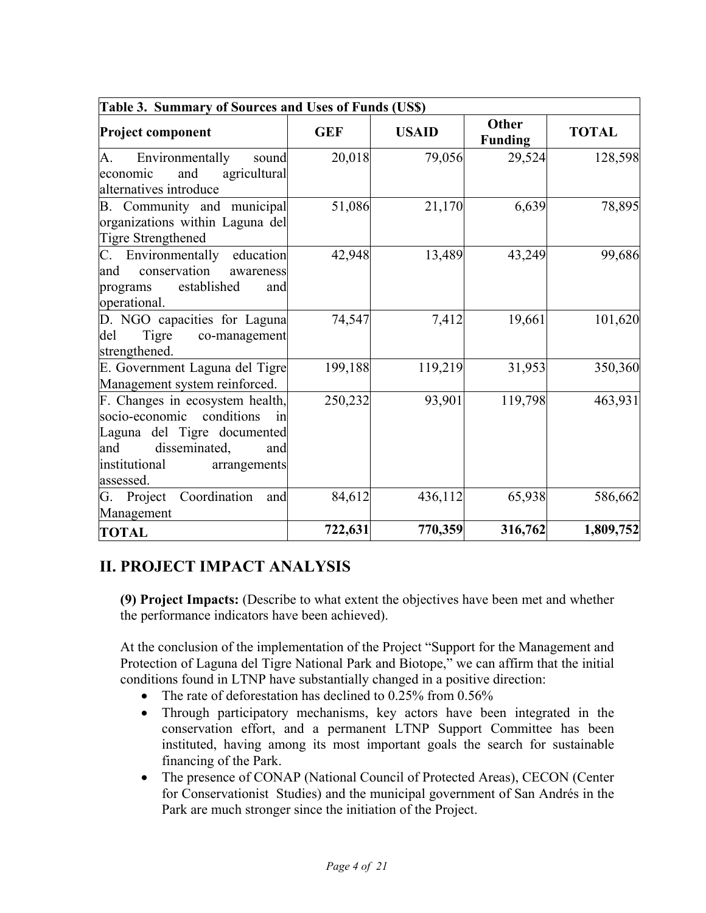| **Table 3. Summary of Sources and Uses of Funds (US$)** | | | | |
|---|---|---|---|---|
| **Project component** | **GEF** | **USAID** | **Other Funding** | **TOTAL** |
| A. Environmentally sound economic and agricultural alternatives introduce | 20,018 | 79,056 | 29,524 | 128,598 |
| B. Community and municipal organizations within Laguna del Tigre Strengthened | 51,086 | 21,170 | 6,639 | 78,895 |
| C. Environmentally education and conservation awareness programs established and operational. | 42,948 | 13,489 | 43,249 | 99,686 |
| D. NGO capacities for Laguna del Tigre co-management strengthened. | 74,547 | 7,412 | 19,661 | 101,620 |
| E. Government Laguna del Tigre Management system reinforced. | 199,188 | 119,219 | 31,953 | 350,360 |
| F. Changes in ecosystem health, socio-economic conditions in Laguna del Tigre documented and disseminated, and institutional arrangements assessed. | 250,232 | 93,901 | 119,798 | 463,931 |
| G. Project Coordination and Management | 84,612 | 436,112 | 65,938 | 586,662 |
| **TOTAL** | **722,631** | **770,359** | **316,762** | **1,809,752** |

## II. PROJECT IMPACT ANALYSIS

**(9) Project Impacts:** (Describe to what extent the objectives have been met and whether the performance indicators have been achieved).

At the conclusion of the implementation of the Project "Support for the Management and Protection of Laguna del Tigre National Park and Biotope," we can affirm that the initial conditions found in LTNP have substantially changed in a positive direction:

- The rate of deforestation has declined to 0.25% from 0.56%
- Through participatory mechanisms, key actors have been integrated in the conservation effort, and a permanent LTNP Support Committee has been instituted, having among its most important goals the search for sustainable financing of the Park.
- The presence of CONAP (National Council of Protected Areas), CECON (Center for Conservationist Studies) and the municipal government of San Andrés in the Park are much stronger since the initiation of the Project.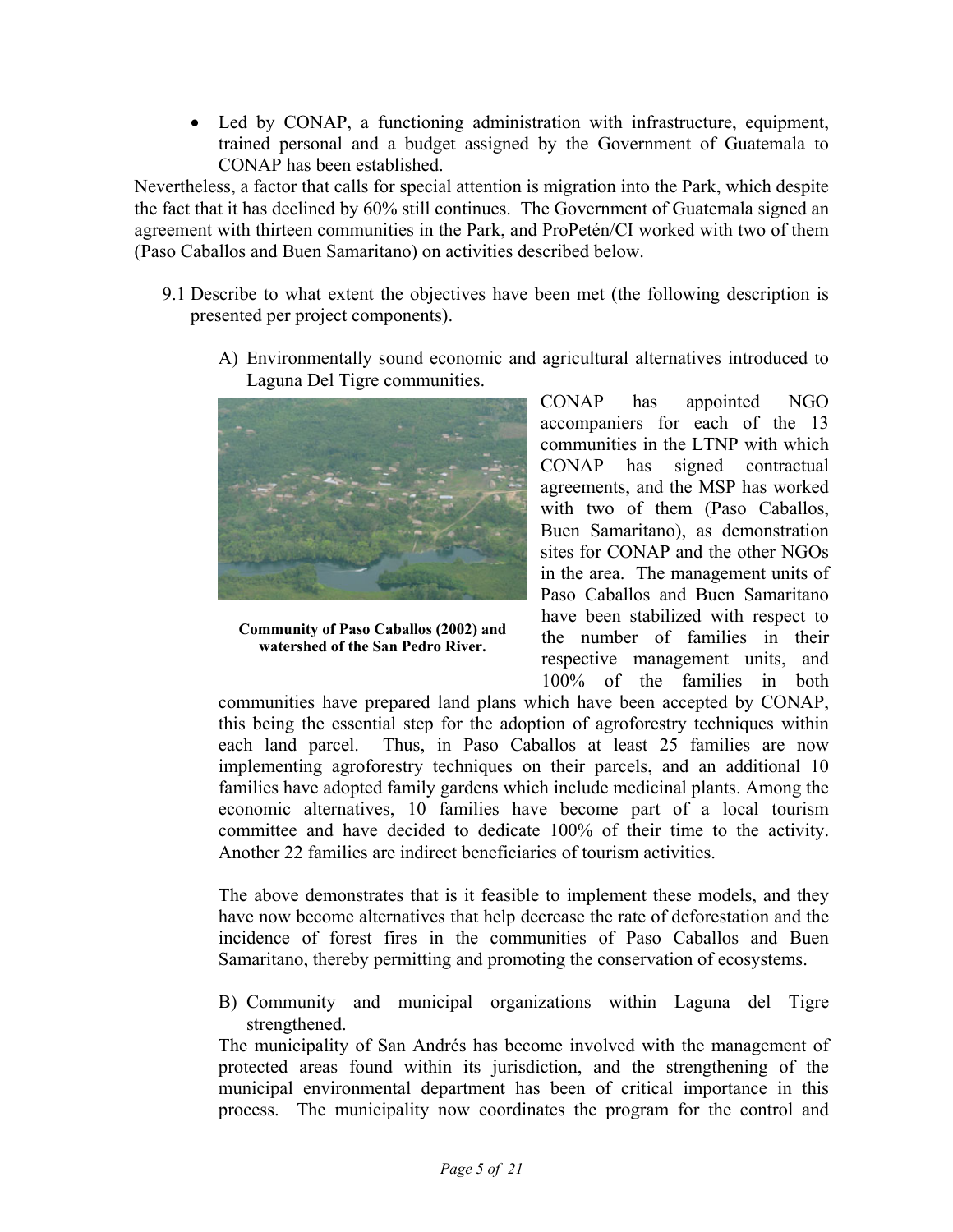- Led by CONAP, a functioning administration with infrastructure, equipment, trained personal and a budget assigned by the Government of Guatemala to CONAP has been established.

Nevertheless, a factor that calls for special attention is migration into the Park, which despite the fact that it has declined by 60% still continues. The Government of Guatemala signed an agreement with thirteen communities in the Park, and ProPetén/CI worked with two of them (Paso Caballos and Buen Samaritano) on activities described below.

9.1 Describe to what extent the objectives have been met (the following description is presented per project components).

A) Environmentally sound economic and agricultural alternatives introduced to Laguna Del Tigre communities.

**Community of Paso Caballos (2002) and watershed of the San Pedro River.**

CONAP has appointed NGO accompaniers for each of the 13 communities in the LTNP with which CONAP has signed contractual agreements, and the MSP has worked with two of them (Paso Caballos, Buen Samaritano), as demonstration sites for CONAP and the other NGOs in the area. The management units of Paso Caballos and Buen Samaritano have been stabilized with respect to the number of families in their respective management units, and 100% of the families in both communities have prepared land plans which have been accepted by CONAP, this being the essential step for the adoption of agroforestry techniques within each land parcel. Thus, in Paso Caballos at least 25 families are now implementing agroforestry techniques on their parcels, and an additional 10 families have adopted family gardens which include medicinal plants. Among the economic alternatives, 10 families have become part of a local tourism committee and have decided to dedicate 100% of their time to the activity. Another 22 families are indirect beneficiaries of tourism activities.

The above demonstrates that is it feasible to implement these models, and they have now become alternatives that help decrease the rate of deforestation and the incidence of forest fires in the communities of Paso Caballos and Buen Samaritano, thereby permitting and promoting the conservation of ecosystems.

B) Community and municipal organizations within Laguna del Tigre strengthened.

The municipality of San Andrés has become involved with the management of protected areas found within its jurisdiction, and the strengthening of the municipal environmental department has been of critical importance in this process. The municipality now coordinates the program for the control and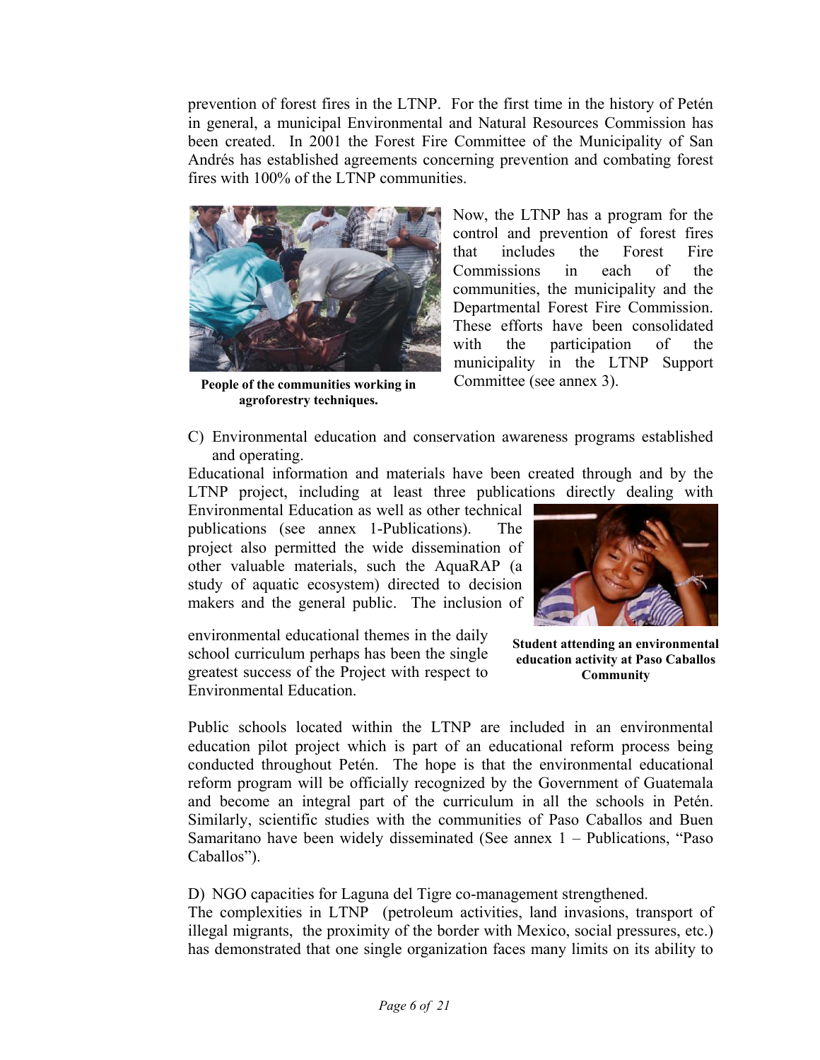prevention of forest fires in the LTNP. For the first time in the history of Petén in general, a municipal Environmental and Natural Resources Commission has been created. In 2001 the Forest Fire Committee of the Municipality of San Andrés has established agreements concerning prevention and combating forest fires with 100% of the LTNP communities.

Now, the LTNP has a program for the control and prevention of forest fires that includes the Forest Fire Commissions in each of the communities, the municipality and the Departmental Forest Fire Commission. These efforts have been consolidated with the participation of the municipality in the LTNP Support Committee (see annex 3).

**People of the communities working in agroforestry techniques.**

C) Environmental education and conservation awareness programs established and operating.

Educational information and materials have been created through and by the LTNP project, including at least three publications directly dealing with Environmental Education as well as other technical publications (see annex 1-Publications). The project also permitted the wide dissemination of other valuable materials, such the AquaRAP (a study of aquatic ecosystem) directed to decision makers and the general public. The inclusion of environmental educational themes in the daily school curriculum perhaps has been the single greatest success of the Project with respect to Environmental Education.

**Student attending an environmental education activity at Paso Caballos Community**

Public schools located within the LTNP are included in an environmental education pilot project which is part of an educational reform process being conducted throughout Petén. The hope is that the environmental educational reform program will be officially recognized by the Government of Guatemala and become an integral part of the curriculum in all the schools in Petén. Similarly, scientific studies with the communities of Paso Caballos and Buen Samaritano have been widely disseminated (See annex 1 – Publications, "Paso Caballos").

D) NGO capacities for Laguna del Tigre co-management strengthened.

The complexities in LTNP (petroleum activities, land invasions, transport of illegal migrants, the proximity of the border with Mexico, social pressures, etc.) has demonstrated that one single organization faces many limits on its ability to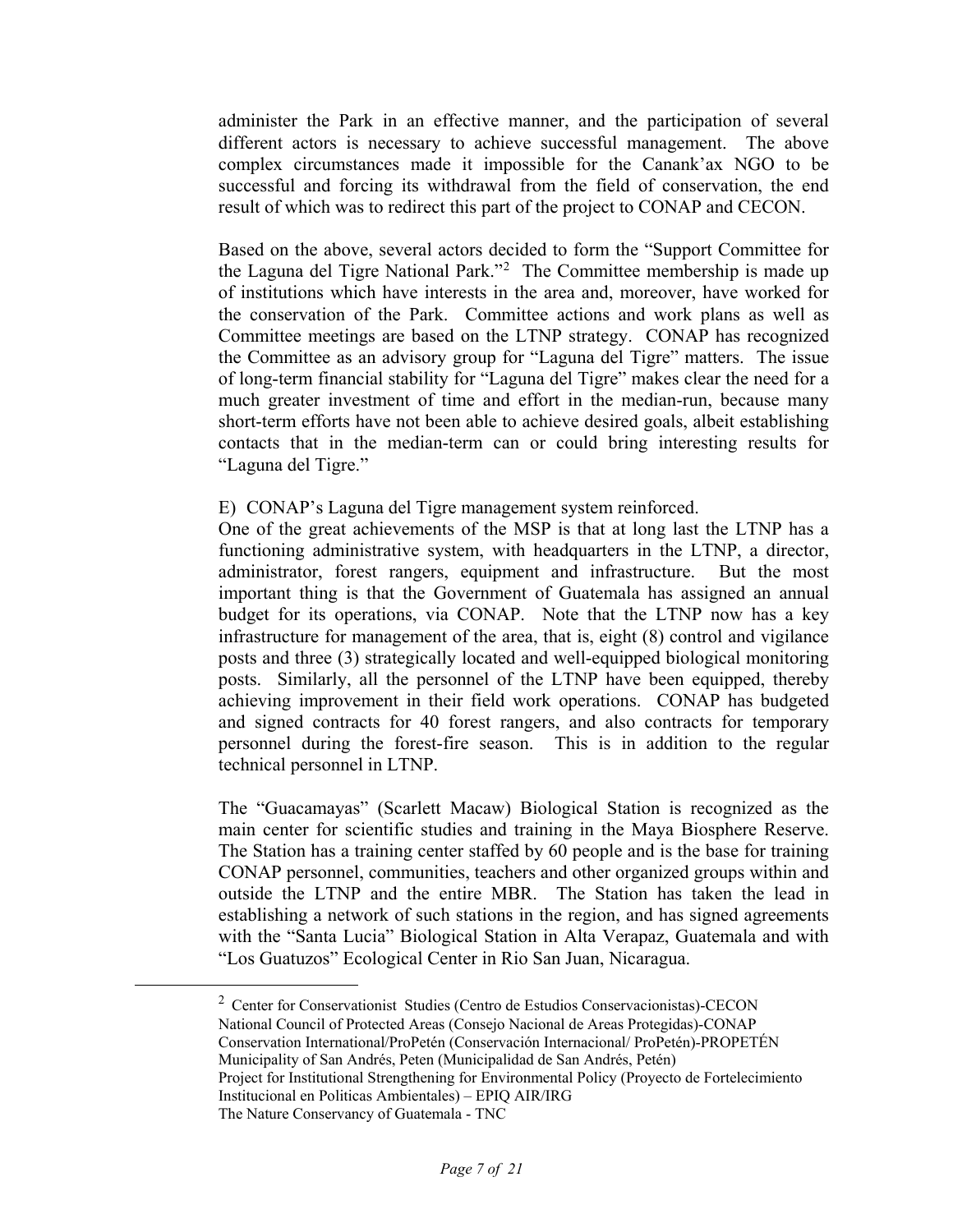administer the Park in an effective manner, and the participation of several different actors is necessary to achieve successful management. The above complex circumstances made it impossible for the Canank'ax NGO to be successful and forcing its withdrawal from the field of conservation, the end result of which was to redirect this part of the project to CONAP and CECON.

Based on the above, several actors decided to form the "Support Committee for the Laguna del Tigre National Park."[2] The Committee membership is made up of institutions which have interests in the area and, moreover, have worked for the conservation of the Park. Committee actions and work plans as well as Committee meetings are based on the LTNP strategy. CONAP has recognized the Committee as an advisory group for "Laguna del Tigre" matters. The issue of long-term financial stability for "Laguna del Tigre" makes clear the need for a much greater investment of time and effort in the median-run, because many short-term efforts have not been able to achieve desired goals, albeit establishing contacts that in the median-term can or could bring interesting results for "Laguna del Tigre."

E) CONAP's Laguna del Tigre management system reinforced.

One of the great achievements of the MSP is that at long last the LTNP has a functioning administrative system, with headquarters in the LTNP, a director, administrator, forest rangers, equipment and infrastructure. But the most important thing is that the Government of Guatemala has assigned an annual budget for its operations, via CONAP. Note that the LTNP now has a key infrastructure for management of the area, that is, eight (8) control and vigilance posts and three (3) strategically located and well-equipped biological monitoring posts. Similarly, all the personnel of the LTNP have been equipped, thereby achieving improvement in their field work operations. CONAP has budgeted and signed contracts for 40 forest rangers, and also contracts for temporary personnel during the forest-fire season. This is in addition to the regular technical personnel in LTNP.

The "Guacamayas" (Scarlett Macaw) Biological Station is recognized as the main center for scientific studies and training in the Maya Biosphere Reserve. The Station has a training center staffed by 60 people and is the base for training CONAP personnel, communities, teachers and other organized groups within and outside the LTNP and the entire MBR. The Station has taken the lead in establishing a network of such stations in the region, and has signed agreements with the "Santa Lucia" Biological Station in Alta Verapaz, Guatemala and with "Los Guatuzos" Ecological Center in Rio San Juan, Nicaragua.

---

[2] Center for Conservationist Studies (Centro de Estudios Conservacionistas)-CECON
National Council of Protected Areas (Consejo Nacional de Areas Protegidas)-CONAP
Conservation International/ProPetén (Conservación Internacional/ ProPetén)-PROPETÉN
Municipality of San Andrés, Peten (Municipalidad de San Andrés, Petén)
Project for Institutional Strengthening for Environmental Policy (Proyecto de Fortelecimiento Institucional en Politicas Ambientales) – EPIQ AIR/IRG
The Nature Conservancy of Guatemala - TNC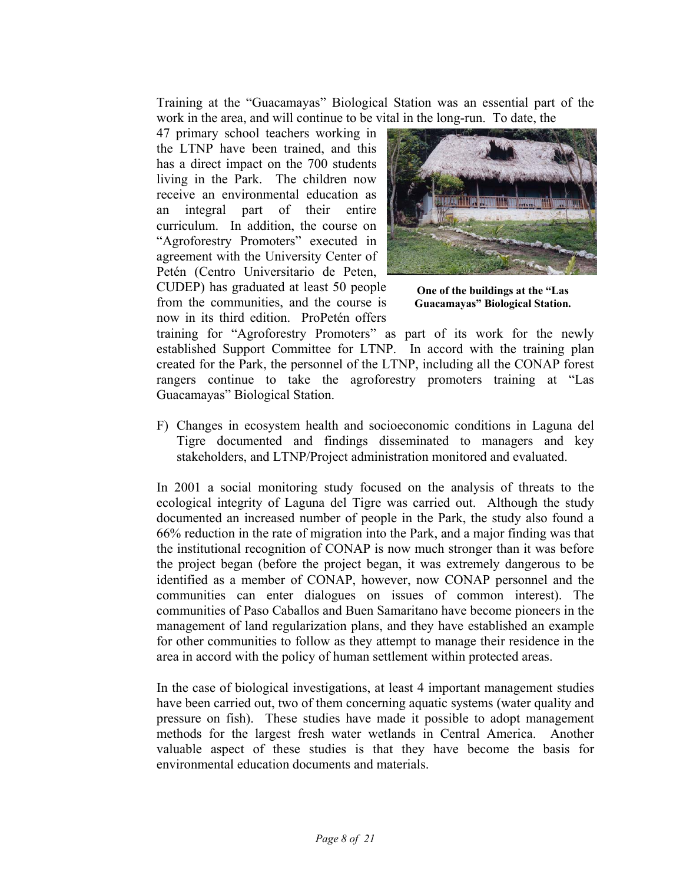Training at the "Guacamayas" Biological Station was an essential part of the work in the area, and will continue to be vital in the long-run. To date, the 47 primary school teachers working in the LTNP have been trained, and this has a direct impact on the 700 students living in the Park. The children now receive an environmental education as an integral part of their entire curriculum. In addition, the course on "Agroforestry Promoters" executed in agreement with the University Center of Petén (Centro Universitario de Peten, CUDEP) has graduated at least 50 people from the communities, and the course is now in its third edition. ProPetén offers training for "Agroforestry Promoters" as part of its work for the newly established Support Committee for LTNP. In accord with the training plan created for the Park, the personnel of the LTNP, including all the CONAP forest rangers continue to take the agroforestry promoters training at "Las Guacamayas" Biological Station.

**One of the buildings at the "Las Guacamayas" Biological Station.**

F) Changes in ecosystem health and socioeconomic conditions in Laguna del Tigre documented and findings disseminated to managers and key stakeholders, and LTNP/Project administration monitored and evaluated.

In 2001 a social monitoring study focused on the analysis of threats to the ecological integrity of Laguna del Tigre was carried out. Although the study documented an increased number of people in the Park, the study also found a 66% reduction in the rate of migration into the Park, and a major finding was that the institutional recognition of CONAP is now much stronger than it was before the project began (before the project began, it was extremely dangerous to be identified as a member of CONAP, however, now CONAP personnel and the communities can enter dialogues on issues of common interest). The communities of Paso Caballos and Buen Samaritano have become pioneers in the management of land regularization plans, and they have established an example for other communities to follow as they attempt to manage their residence in the area in accord with the policy of human settlement within protected areas.

In the case of biological investigations, at least 4 important management studies have been carried out, two of them concerning aquatic systems (water quality and pressure on fish). These studies have made it possible to adopt management methods for the largest fresh water wetlands in Central America. Another valuable aspect of these studies is that they have become the basis for environmental education documents and materials.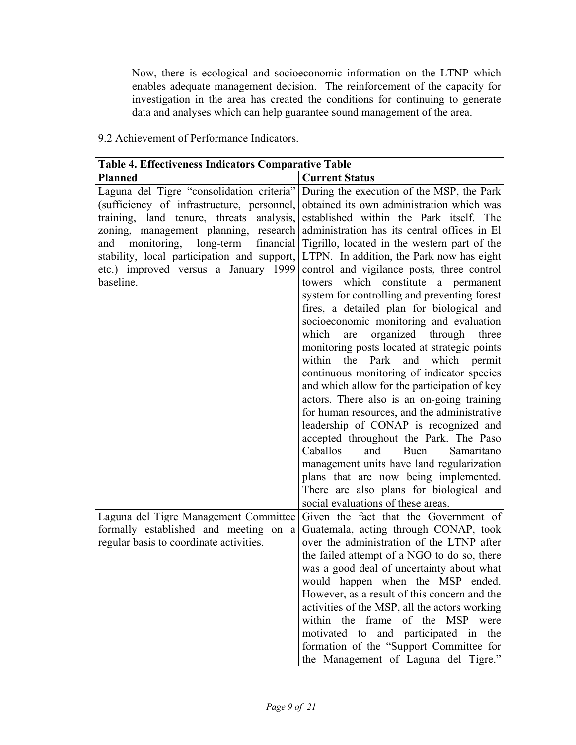Now, there is ecological and socioeconomic information on the LTNP which enables adequate management decision. The reinforcement of the capacity for investigation in the area has created the conditions for continuing to generate data and analyses which can help guarantee sound management of the area.

9.2 Achievement of Performance Indicators.

| Table 4. Effectiveness Indicators Comparative Table | |
|---|---|
| **Planned** | **Current Status** |
| Laguna del Tigre "consolidation criteria" (sufficiency of infrastructure, personnel, training, land tenure, threats analysis, zoning, management planning, research and monitoring, long-term financial stability, local participation and support, etc.) improved versus a January 1999 baseline. | During the execution of the MSP, the Park obtained its own administration which was established within the Park itself. The administration has its central offices in El Tigrillo, located in the western part of the LTPN. In addition, the Park now has eight control and vigilance posts, three control towers which constitute a permanent system for controlling and preventing forest fires, a detailed plan for biological and socioeconomic monitoring and evaluation which are organized through three monitoring posts located at strategic points within the Park and which permit continuous monitoring of indicator species and which allow for the participation of key actors. There also is an on-going training for human resources, and the administrative leadership of CONAP is recognized and accepted throughout the Park. The Paso Caballos and Buen Samaritano management units have land regularization plans that are now being implemented. There are also plans for biological and social evaluations of these areas. |
| Laguna del Tigre Management Committee formally established and meeting on a regular basis to coordinate activities. | Given the fact that the Government of Guatemala, acting through CONAP, took over the administration of the LTNP after the failed attempt of a NGO to do so, there was a good deal of uncertainty about what would happen when the MSP ended. However, as a result of this concern and the activities of the MSP, all the actors working within the frame of the MSP were motivated to and participated in the formation of the "Support Committee for the Management of Laguna del Tigre." |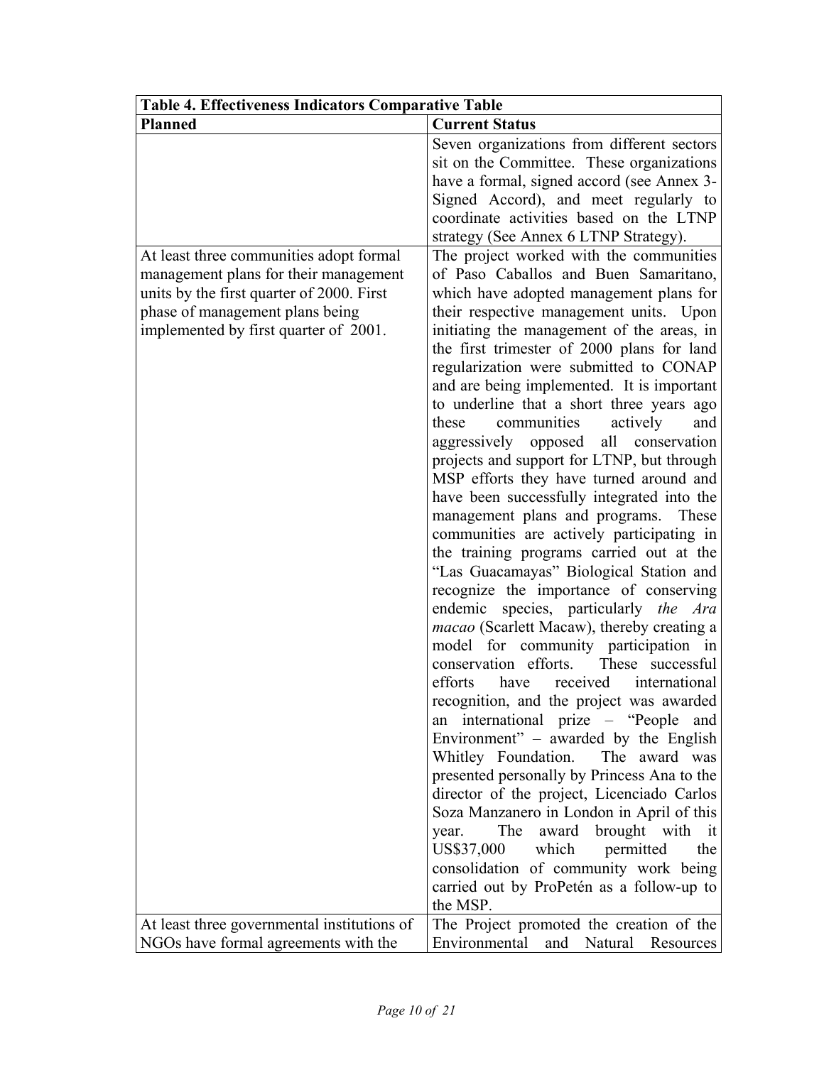| Table 4. Effectiveness Indicators Comparative Table | |
|---|---|
| **Planned** | **Current Status** |
| | Seven organizations from different sectors sit on the Committee. These organizations have a formal, signed accord (see Annex 3-Signed Accord), and meet regularly to coordinate activities based on the LTNP strategy (See Annex 6 LTNP Strategy). |
| At least three communities adopt formal management plans for their management units by the first quarter of 2000. First phase of management plans being implemented by first quarter of 2001. | The project worked with the communities of Paso Caballos and Buen Samaritano, which have adopted management plans for their respective management units. Upon initiating the management of the areas, in the first trimester of 2000 plans for land regularization were submitted to CONAP and are being implemented. It is important to underline that a short three years ago these communities actively and aggressively opposed all conservation projects and support for LTNP, but through MSP efforts they have turned around and have been successfully integrated into the management plans and programs. These communities are actively participating in the training programs carried out at the "Las Guacamayas" Biological Station and recognize the importance of conserving endemic species, particularly *the Ara macao* (Scarlett Macaw), thereby creating a model for community participation in conservation efforts. These successful efforts have received international recognition, and the project was awarded an international prize – "People and Environment" – awarded by the English Whitley Foundation. The award was presented personally by Princess Ana to the director of the project, Licenciado Carlos Soza Manzanero in London in April of this year. The award brought with it US$37,000 which permitted the consolidation of community work being carried out by ProPetén as a follow-up to the MSP. |
| At least three governmental institutions of NGOs have formal agreements with the | The Project promoted the creation of the Environmental and Natural Resources |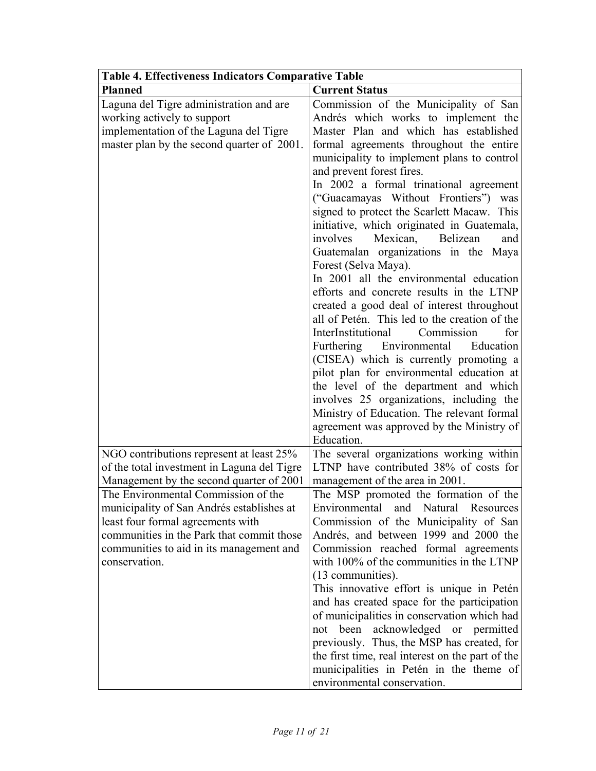**Table 4. Effectiveness Indicators Comparative Table**

| Planned | Current Status |
| --- | --- |
| Laguna del Tigre administration and are working actively to support implementation of the Laguna del Tigre master plan by the second quarter of 2001. | Commission of the Municipality of San Andrés which works to implement the Master Plan and which has established formal agreements throughout the entire municipality to implement plans to control and prevent forest fires. In 2002 a formal trinational agreement ("Guacamayas Without Frontiers") was signed to protect the Scarlett Macaw. This initiative, which originated in Guatemala, involves Mexican, Belizean and Guatemalan organizations in the Maya Forest (Selva Maya). In 2001 all the environmental education efforts and concrete results in the LTNP created a good deal of interest throughout all of Petén. This led to the creation of the InterInstitutional Commission for Furthering Environmental Education (CISEA) which is currently promoting a pilot plan for environmental education at the level of the department and which involves 25 organizations, including the Ministry of Education. The relevant formal agreement was approved by the Ministry of Education. |
| NGO contributions represent at least 25% of the total investment in Laguna del Tigre Management by the second quarter of 2001 | The several organizations working within LTNP have contributed 38% of costs for management of the area in 2001. |
| The Environmental Commission of the municipality of San Andrés establishes at least four formal agreements with communities in the Park that commit those communities to aid in its management and conservation. | The MSP promoted the formation of the Environmental and Natural Resources Commission of the Municipality of San Andrés, and between 1999 and 2000 the Commission reached formal agreements with 100% of the communities in the LTNP (13 communities). This innovative effort is unique in Petén and has created space for the participation of municipalities in conservation which had not been acknowledged or permitted previously. Thus, the MSP has created, for the first time, real interest on the part of the municipalities in Petén in the theme of environmental conservation. |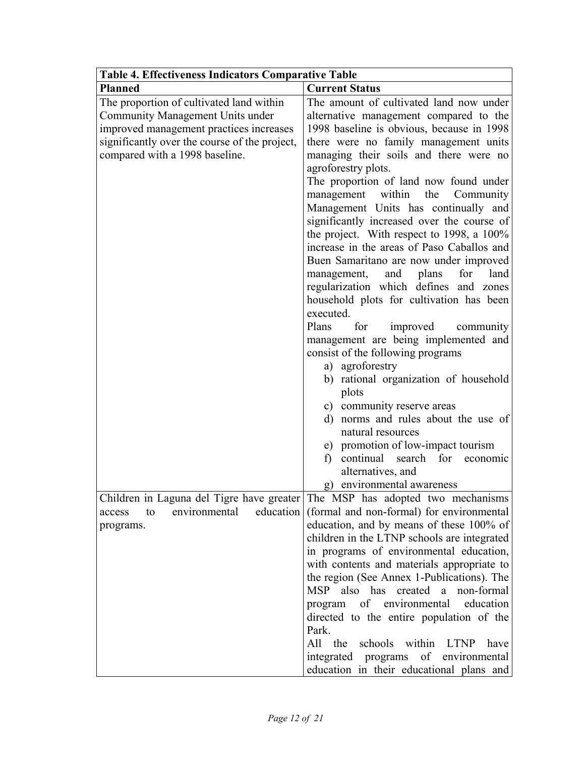| Table 4. Effectiveness Indicators Comparative Table | |
|---|---|
| **Planned** | **Current Status** |
| The proportion of cultivated land within Community Management Units under improved management practices increases significantly over the course of the project, compared with a 1998 baseline. | The amount of cultivated land now under alternative management compared to the 1998 baseline is obvious, because in 1998 there were no family management units managing their soils and there were no agroforestry plots.<br>The proportion of land now found under management within the Community Management Units has continually and significantly increased over the course of the project. With respect to 1998, a 100% increase in the areas of Paso Caballos and Buen Samaritano are now under improved management, and plans for land regularization which defines and zones household plots for cultivation has been executed.<br>Plans for improved community management are being implemented and consist of the following programs<br>a) agroforestry<br>b) rational organization of household plots<br>c) community reserve areas<br>d) norms and rules about the use of natural resources<br>e) promotion of low-impact tourism<br>f) continual search for economic alternatives, and<br>g) environmental awareness |
| Children in Laguna del Tigre have greater access to environmental education programs. | The MSP has adopted two mechanisms (formal and non-formal) for environmental education, and by means of these 100% of children in the LTNP schools are integrated in programs of environmental education, with contents and materials appropriate to the region (See Annex 1-Publications). The MSP also has created a non-formal program of environmental education directed to the entire population of the Park.<br>All the schools within LTNP have integrated programs of environmental education in their educational plans and |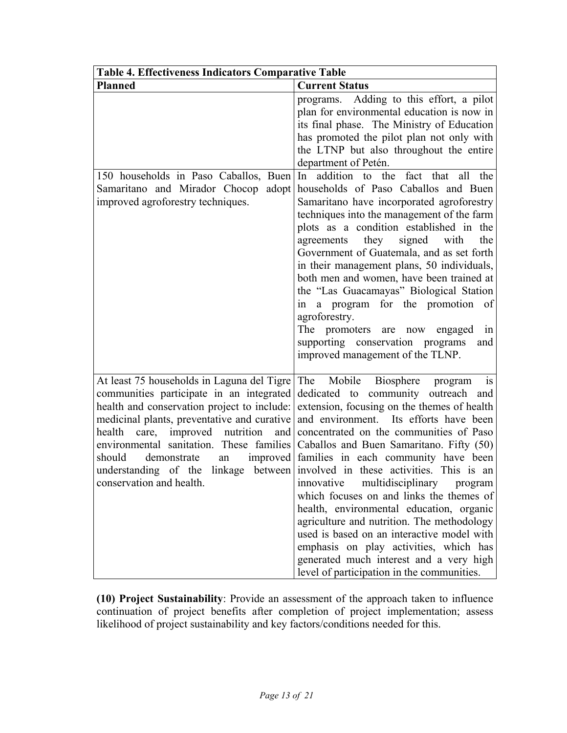| Table 4. Effectiveness Indicators Comparative Table | |
|---|---|
| **Planned** | **Current Status** |
| | programs. Adding to this effort, a pilot plan for environmental education is now in its final phase. The Ministry of Education has promoted the pilot plan not only with the LTNP but also throughout the entire department of Petén. |
| 150 households in Paso Caballos, Buen Samaritano and Mirador Chocop adopt improved agroforestry techniques. | In addition to the fact that all the households of Paso Caballos and Buen Samaritano have incorporated agroforestry techniques into the management of the farm plots as a condition established in the agreements they signed with the Government of Guatemala, and as set forth in their management plans, 50 individuals, both men and women, have been trained at the "Las Guacamayas" Biological Station in a program for the promotion of agroforestry.<br>The promoters are now engaged in supporting conservation programs and improved management of the TLNP. |
| At least 75 households in Laguna del Tigre communities participate in an integrated health and conservation project to include: medicinal plants, preventative and curative health care, improved nutrition and environmental sanitation. These families should demonstrate an improved understanding of the linkage between conservation and health. | The Mobile Biosphere program is dedicated to community outreach and extension, focusing on the themes of health and environment. Its efforts have been concentrated on the communities of Paso Caballos and Buen Samaritano. Fifty (50) families in each community have been involved in these activities. This is an innovative multidisciplinary program which focuses on and links the themes of health, environmental education, organic agriculture and nutrition. The methodology used is based on an interactive model with emphasis on play activities, which has generated much interest and a very high level of participation in the communities. |

**(10) Project Sustainability**: Provide an assessment of the approach taken to influence continuation of project benefits after completion of project implementation; assess likelihood of project sustainability and key factors/conditions needed for this.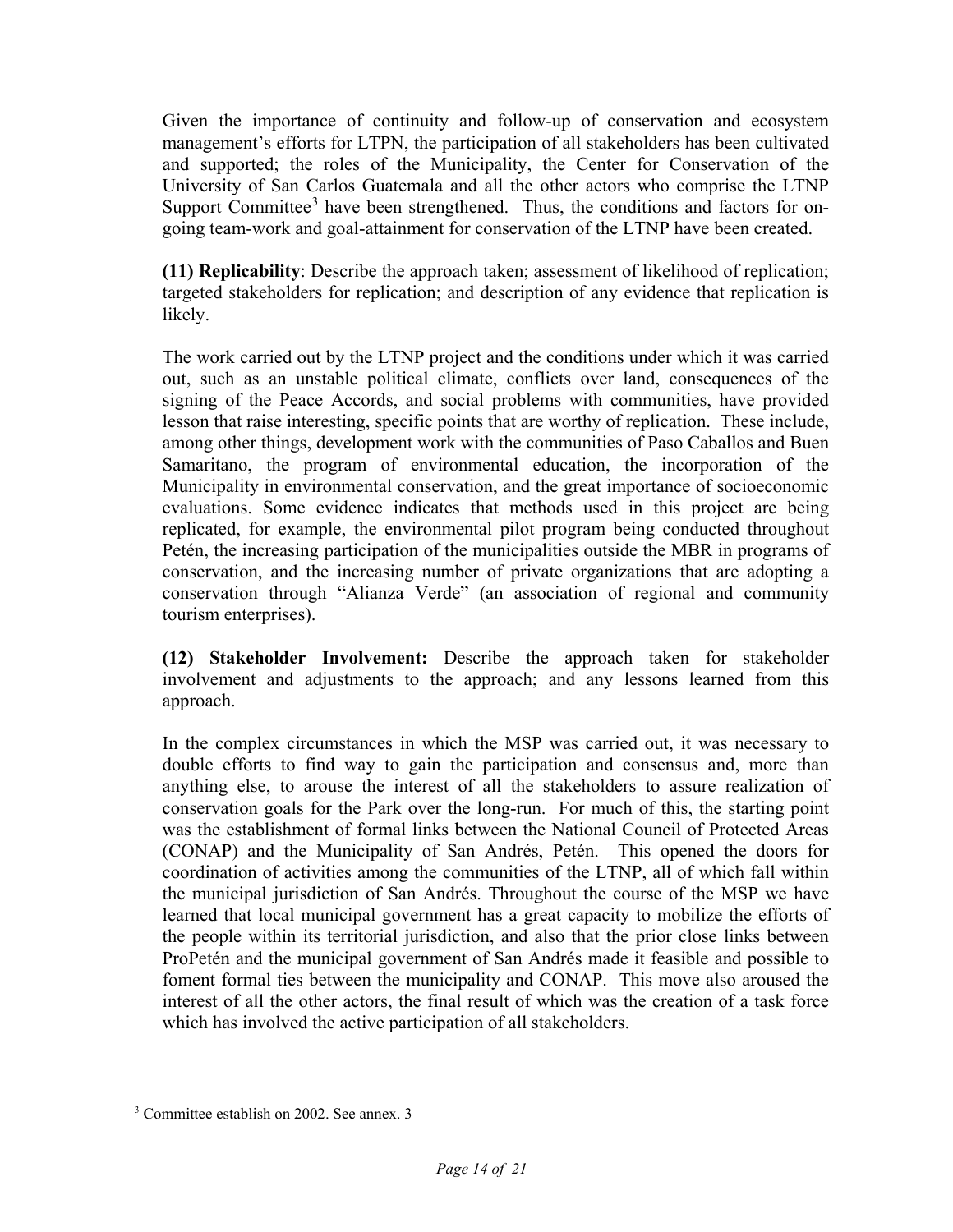Given the importance of continuity and follow-up of conservation and ecosystem management's efforts for LTPN, the participation of all stakeholders has been cultivated and supported; the roles of the Municipality, the Center for Conservation of the University of San Carlos Guatemala and all the other actors who comprise the LTNP Support Committee[3] have been strengthened. Thus, the conditions and factors for on-going team-work and goal-attainment for conservation of the LTNP have been created.

**(11) Replicability**: Describe the approach taken; assessment of likelihood of replication; targeted stakeholders for replication; and description of any evidence that replication is likely.

The work carried out by the LTNP project and the conditions under which it was carried out, such as an unstable political climate, conflicts over land, consequences of the signing of the Peace Accords, and social problems with communities, have provided lesson that raise interesting, specific points that are worthy of replication. These include, among other things, development work with the communities of Paso Caballos and Buen Samaritano, the program of environmental education, the incorporation of the Municipality in environmental conservation, and the great importance of socioeconomic evaluations. Some evidence indicates that methods used in this project are being replicated, for example, the environmental pilot program being conducted throughout Petén, the increasing participation of the municipalities outside the MBR in programs of conservation, and the increasing number of private organizations that are adopting a conservation through "Alianza Verde" (an association of regional and community tourism enterprises).

**(12) Stakeholder Involvement:** Describe the approach taken for stakeholder involvement and adjustments to the approach; and any lessons learned from this approach.

In the complex circumstances in which the MSP was carried out, it was necessary to double efforts to find way to gain the participation and consensus and, more than anything else, to arouse the interest of all the stakeholders to assure realization of conservation goals for the Park over the long-run. For much of this, the starting point was the establishment of formal links between the National Council of Protected Areas (CONAP) and the Municipality of San Andrés, Petén. This opened the doors for coordination of activities among the communities of the LTNP, all of which fall within the municipal jurisdiction of San Andrés. Throughout the course of the MSP we have learned that local municipal government has a great capacity to mobilize the efforts of the people within its territorial jurisdiction, and also that the prior close links between ProPetén and the municipal government of San Andrés made it feasible and possible to foment formal ties between the municipality and CONAP. This move also aroused the interest of all the other actors, the final result of which was the creation of a task force which has involved the active participation of all stakeholders.

[3] Committee establish on 2002. See annex. 3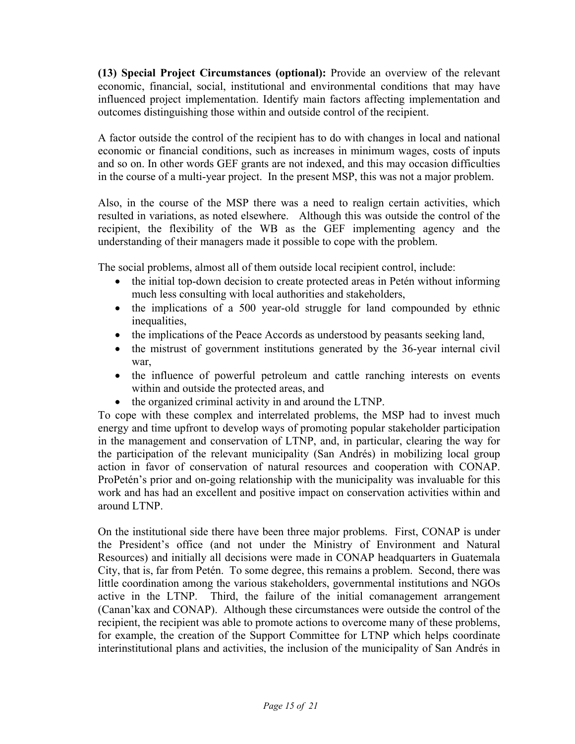**(13) Special Project Circumstances (optional):** Provide an overview of the relevant economic, financial, social, institutional and environmental conditions that may have influenced project implementation. Identify main factors affecting implementation and outcomes distinguishing those within and outside control of the recipient.

A factor outside the control of the recipient has to do with changes in local and national economic or financial conditions, such as increases in minimum wages, costs of inputs and so on. In other words GEF grants are not indexed, and this may occasion difficulties in the course of a multi-year project. In the present MSP, this was not a major problem.

Also, in the course of the MSP there was a need to realign certain activities, which resulted in variations, as noted elsewhere. Although this was outside the control of the recipient, the flexibility of the WB as the GEF implementing agency and the understanding of their managers made it possible to cope with the problem.

The social problems, almost all of them outside local recipient control, include:

- the initial top-down decision to create protected areas in Petén without informing much less consulting with local authorities and stakeholders,
- the implications of a 500 year-old struggle for land compounded by ethnic inequalities,
- the implications of the Peace Accords as understood by peasants seeking land,
- the mistrust of government institutions generated by the 36-year internal civil war,
- the influence of powerful petroleum and cattle ranching interests on events within and outside the protected areas, and
- the organized criminal activity in and around the LTNP.

To cope with these complex and interrelated problems, the MSP had to invest much energy and time upfront to develop ways of promoting popular stakeholder participation in the management and conservation of LTNP, and, in particular, clearing the way for the participation of the relevant municipality (San Andrés) in mobilizing local group action in favor of conservation of natural resources and cooperation with CONAP. ProPetén's prior and on-going relationship with the municipality was invaluable for this work and has had an excellent and positive impact on conservation activities within and around LTNP.

On the institutional side there have been three major problems. First, CONAP is under the President's office (and not under the Ministry of Environment and Natural Resources) and initially all decisions were made in CONAP headquarters in Guatemala City, that is, far from Petén. To some degree, this remains a problem. Second, there was little coordination among the various stakeholders, governmental institutions and NGOs active in the LTNP. Third, the failure of the initial comanagement arrangement (Canan'kax and CONAP). Although these circumstances were outside the control of the recipient, the recipient was able to promote actions to overcome many of these problems, for example, the creation of the Support Committee for LTNP which helps coordinate interinstitutional plans and activities, the inclusion of the municipality of San Andrés in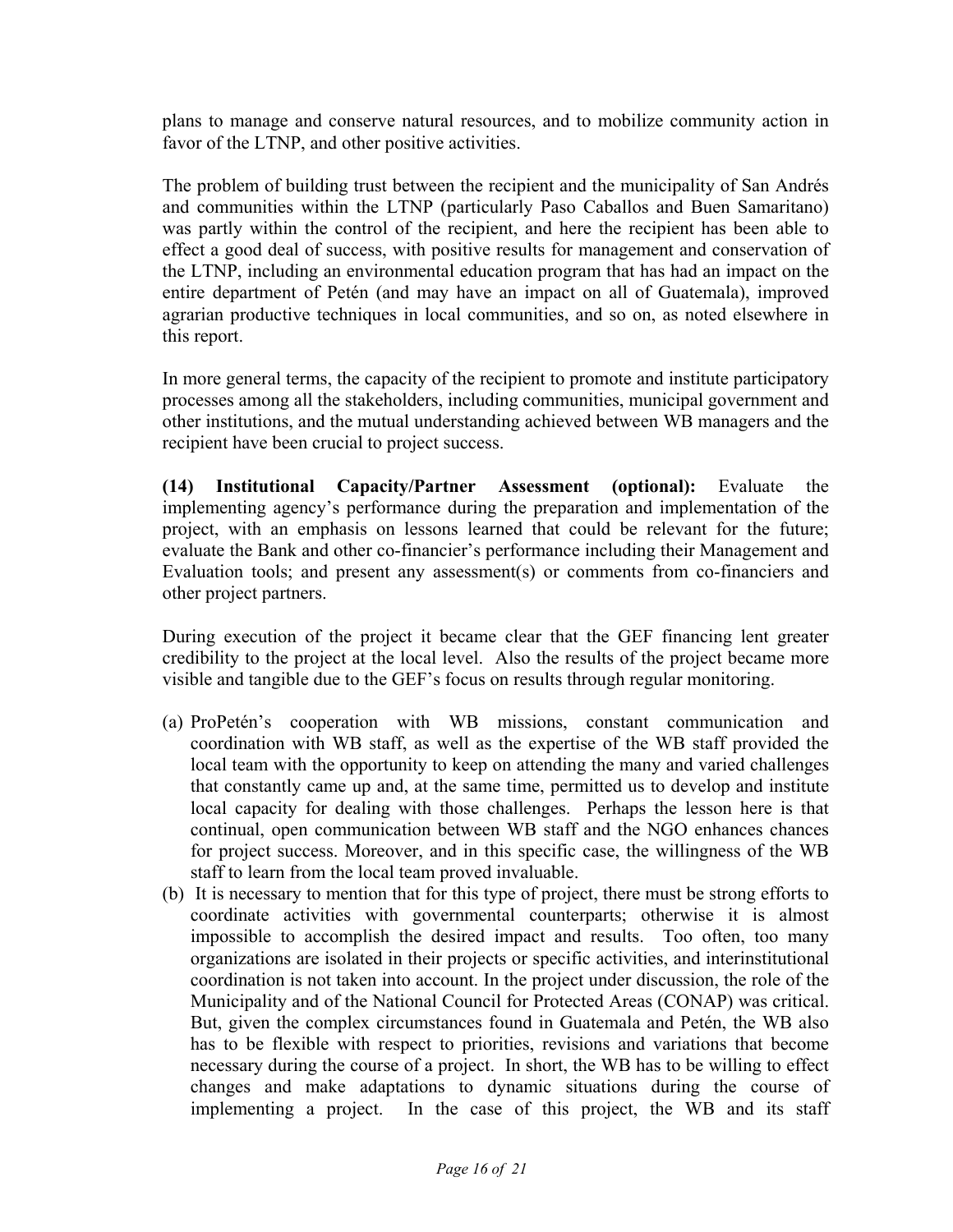plans to manage and conserve natural resources, and to mobilize community action in favor of the LTNP, and other positive activities.

The problem of building trust between the recipient and the municipality of San Andrés and communities within the LTNP (particularly Paso Caballos and Buen Samaritano) was partly within the control of the recipient, and here the recipient has been able to effect a good deal of success, with positive results for management and conservation of the LTNP, including an environmental education program that has had an impact on the entire department of Petén (and may have an impact on all of Guatemala), improved agrarian productive techniques in local communities, and so on, as noted elsewhere in this report.

In more general terms, the capacity of the recipient to promote and institute participatory processes among all the stakeholders, including communities, municipal government and other institutions, and the mutual understanding achieved between WB managers and the recipient have been crucial to project success.

**(14) Institutional Capacity/Partner Assessment (optional):** Evaluate the implementing agency's performance during the preparation and implementation of the project, with an emphasis on lessons learned that could be relevant for the future; evaluate the Bank and other co-financier's performance including their Management and Evaluation tools; and present any assessment(s) or comments from co-financiers and other project partners.

During execution of the project it became clear that the GEF financing lent greater credibility to the project at the local level. Also the results of the project became more visible and tangible due to the GEF's focus on results through regular monitoring.

(a) ProPetén's cooperation with WB missions, constant communication and coordination with WB staff, as well as the expertise of the WB staff provided the local team with the opportunity to keep on attending the many and varied challenges that constantly came up and, at the same time, permitted us to develop and institute local capacity for dealing with those challenges. Perhaps the lesson here is that continual, open communication between WB staff and the NGO enhances chances for project success. Moreover, and in this specific case, the willingness of the WB staff to learn from the local team proved invaluable.

(b) It is necessary to mention that for this type of project, there must be strong efforts to coordinate activities with governmental counterparts; otherwise it is almost impossible to accomplish the desired impact and results. Too often, too many organizations are isolated in their projects or specific activities, and interinstitutional coordination is not taken into account. In the project under discussion, the role of the Municipality and of the National Council for Protected Areas (CONAP) was critical. But, given the complex circumstances found in Guatemala and Petén, the WB also has to be flexible with respect to priorities, revisions and variations that become necessary during the course of a project. In short, the WB has to be willing to effect changes and make adaptations to dynamic situations during the course of implementing a project. In the case of this project, the WB and its staff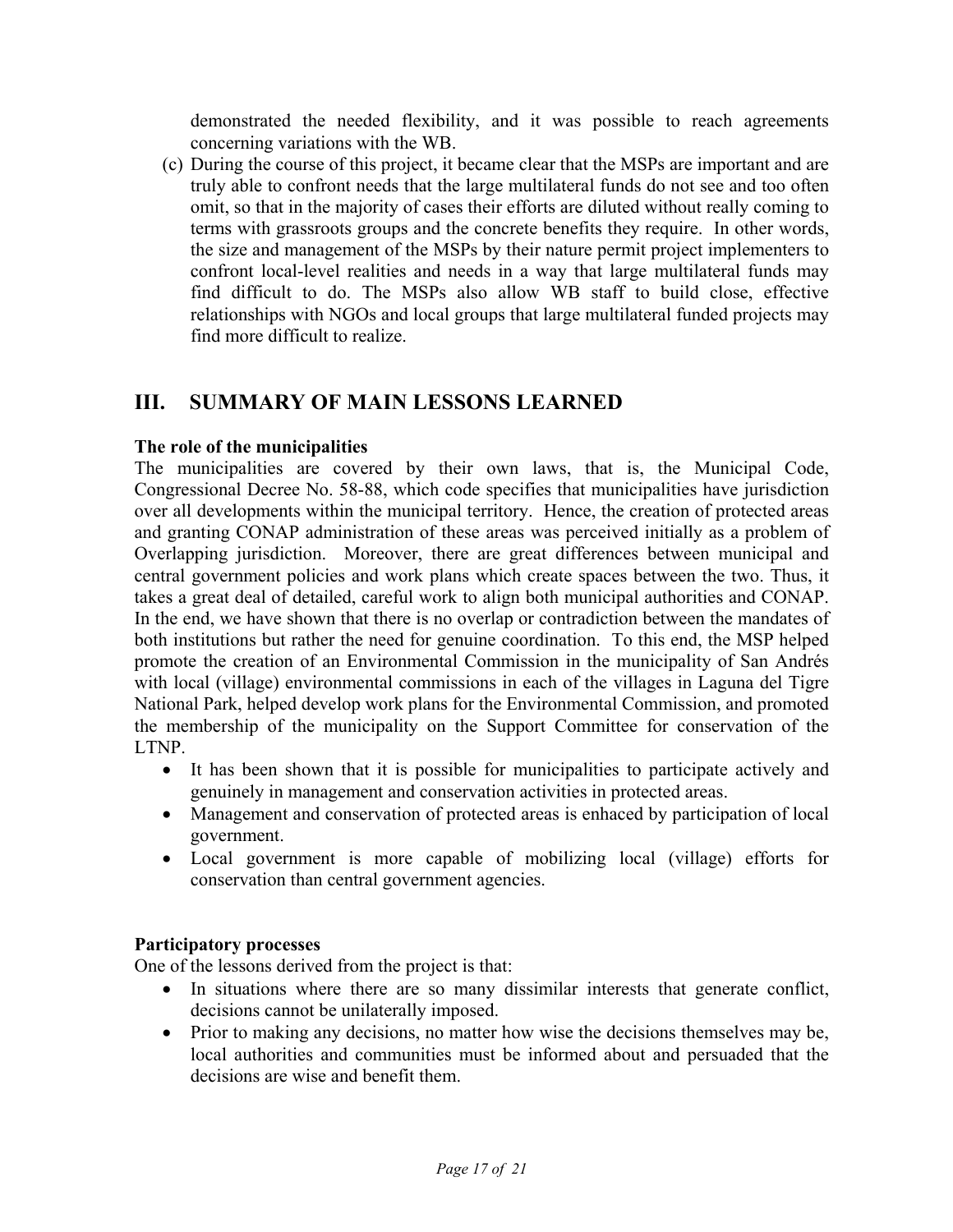demonstrated the needed flexibility, and it was possible to reach agreements concerning variations with the WB.

(c) During the course of this project, it became clear that the MSPs are important and are truly able to confront needs that the large multilateral funds do not see and too often omit, so that in the majority of cases their efforts are diluted without really coming to terms with grassroots groups and the concrete benefits they require. In other words, the size and management of the MSPs by their nature permit project implementers to confront local-level realities and needs in a way that large multilateral funds may find difficult to do. The MSPs also allow WB staff to build close, effective relationships with NGOs and local groups that large multilateral funded projects may find more difficult to realize.

## III. SUMMARY OF MAIN LESSONS LEARNED

**The role of the municipalities**

The municipalities are covered by their own laws, that is, the Municipal Code, Congressional Decree No. 58-88, which code specifies that municipalities have jurisdiction over all developments within the municipal territory. Hence, the creation of protected areas and granting CONAP administration of these areas was perceived initially as a problem of Overlapping jurisdiction. Moreover, there are great differences between municipal and central government policies and work plans which create spaces between the two. Thus, it takes a great deal of detailed, careful work to align both municipal authorities and CONAP. In the end, we have shown that there is no overlap or contradiction between the mandates of both institutions but rather the need for genuine coordination. To this end, the MSP helped promote the creation of an Environmental Commission in the municipality of San Andrés with local (village) environmental commissions in each of the villages in Laguna del Tigre National Park, helped develop work plans for the Environmental Commission, and promoted the membership of the municipality on the Support Committee for conservation of the LTNP.

- It has been shown that it is possible for municipalities to participate actively and genuinely in management and conservation activities in protected areas.
- Management and conservation of protected areas is enhaced by participation of local government.
- Local government is more capable of mobilizing local (village) efforts for conservation than central government agencies.

**Participatory processes**

One of the lessons derived from the project is that:

- In situations where there are so many dissimilar interests that generate conflict, decisions cannot be unilaterally imposed.
- Prior to making any decisions, no matter how wise the decisions themselves may be, local authorities and communities must be informed about and persuaded that the decisions are wise and benefit them.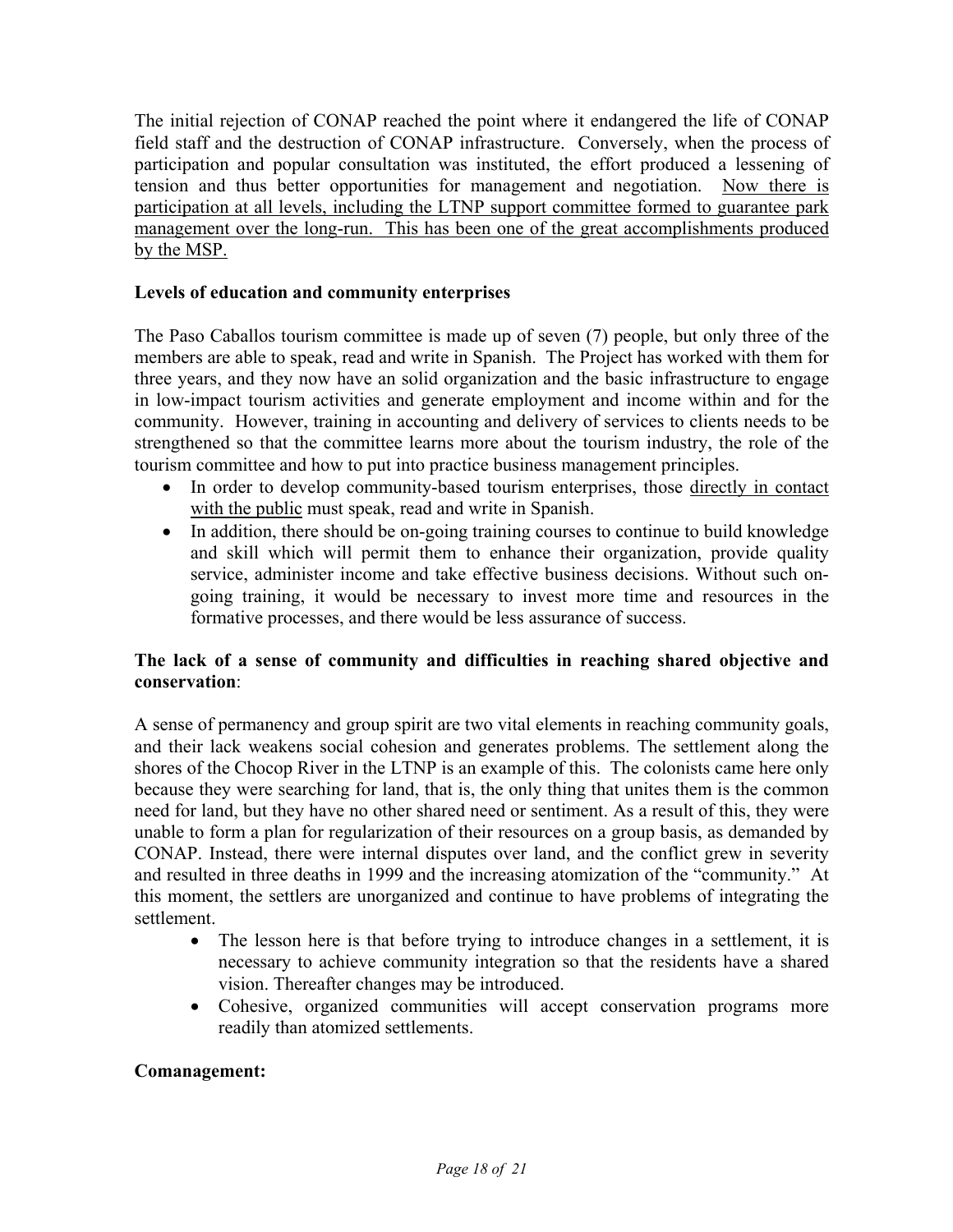The initial rejection of CONAP reached the point where it endangered the life of CONAP field staff and the destruction of CONAP infrastructure. Conversely, when the process of participation and popular consultation was instituted, the effort produced a lessening of tension and thus better opportunities for management and negotiation. <u>Now there is participation at all levels, including the LTNP support committee formed to guarantee park management over the long-run. This has been one of the great accomplishments produced by the MSP.</u>

**Levels of education and community enterprises**

The Paso Caballos tourism committee is made up of seven (7) people, but only three of the members are able to speak, read and write in Spanish. The Project has worked with them for three years, and they now have an solid organization and the basic infrastructure to engage in low-impact tourism activities and generate employment and income within and for the community. However, training in accounting and delivery of services to clients needs to be strengthened so that the committee learns more about the tourism industry, the role of the tourism committee and how to put into practice business management principles.

- In order to develop community-based tourism enterprises, those <u>directly in contact with the public</u> must speak, read and write in Spanish.
- In addition, there should be on-going training courses to continue to build knowledge and skill which will permit them to enhance their organization, provide quality service, administer income and take effective business decisions. Without such on-going training, it would be necessary to invest more time and resources in the formative processes, and there would be less assurance of success.

**The lack of a sense of community and difficulties in reaching shared objective and conservation**:

A sense of permanency and group spirit are two vital elements in reaching community goals, and their lack weakens social cohesion and generates problems. The settlement along the shores of the Chocop River in the LTNP is an example of this. The colonists came here only because they were searching for land, that is, the only thing that unites them is the common need for land, but they have no other shared need or sentiment. As a result of this, they were unable to form a plan for regularization of their resources on a group basis, as demanded by CONAP. Instead, there were internal disputes over land, and the conflict grew in severity and resulted in three deaths in 1999 and the increasing atomization of the "community." At this moment, the settlers are unorganized and continue to have problems of integrating the settlement.

- The lesson here is that before trying to introduce changes in a settlement, it is necessary to achieve community integration so that the residents have a shared vision. Thereafter changes may be introduced.
- Cohesive, organized communities will accept conservation programs more readily than atomized settlements.

**Comanagement:**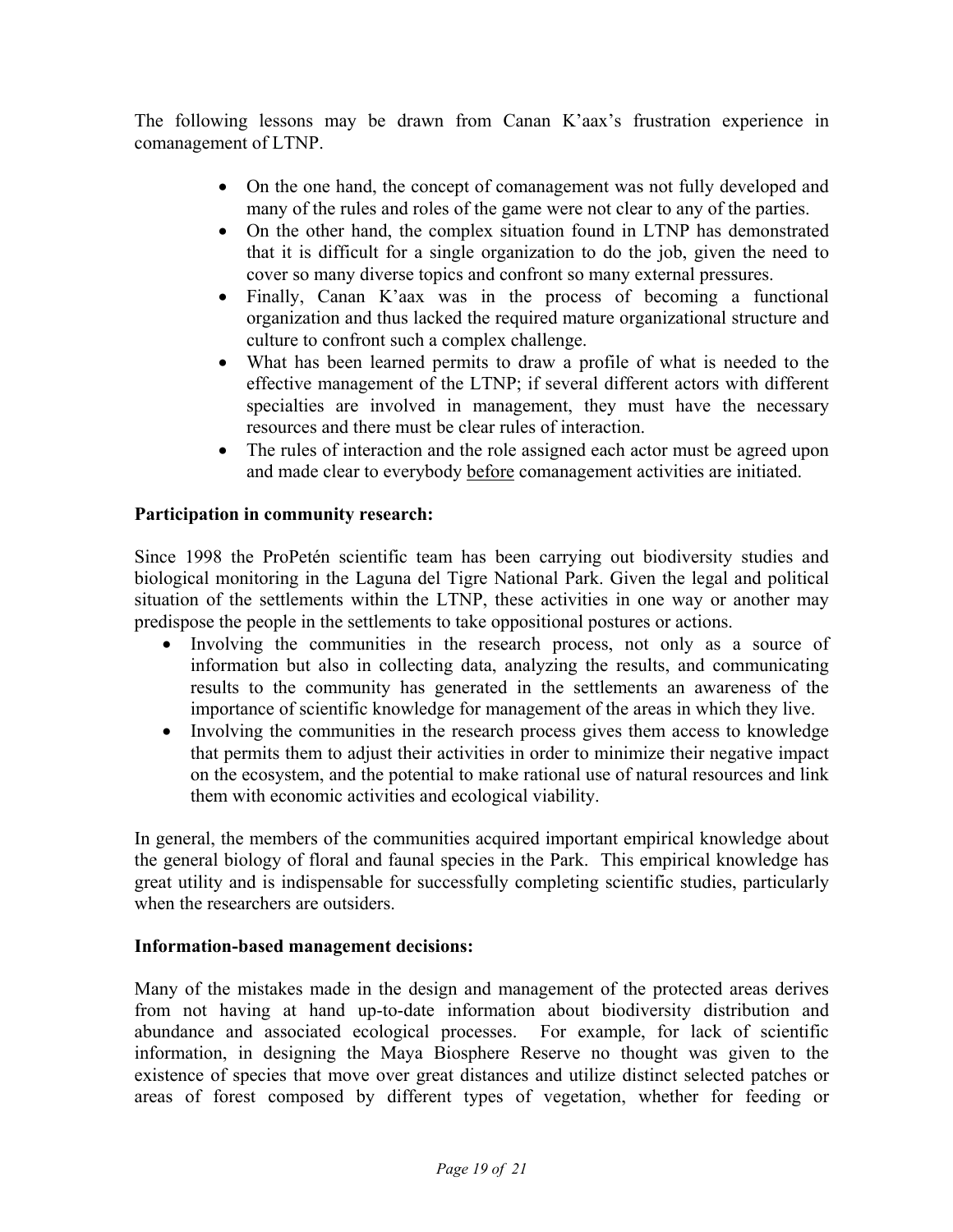The following lessons may be drawn from Canan K'aax's frustration experience in comanagement of LTNP.

- On the one hand, the concept of comanagement was not fully developed and many of the rules and roles of the game were not clear to any of the parties.
- On the other hand, the complex situation found in LTNP has demonstrated that it is difficult for a single organization to do the job, given the need to cover so many diverse topics and confront so many external pressures.
- Finally, Canan K'aax was in the process of becoming a functional organization and thus lacked the required mature organizational structure and culture to confront such a complex challenge.
- What has been learned permits to draw a profile of what is needed to the effective management of the LTNP; if several different actors with different specialties are involved in management, they must have the necessary resources and there must be clear rules of interaction.
- The rules of interaction and the role assigned each actor must be agreed upon and made clear to everybody <u>before</u> comanagement activities are initiated.

**Participation in community research:**

Since 1998 the ProPetén scientific team has been carrying out biodiversity studies and biological monitoring in the Laguna del Tigre National Park. Given the legal and political situation of the settlements within the LTNP, these activities in one way or another may predispose the people in the settlements to take oppositional postures or actions.

- Involving the communities in the research process, not only as a source of information but also in collecting data, analyzing the results, and communicating results to the community has generated in the settlements an awareness of the importance of scientific knowledge for management of the areas in which they live.
- Involving the communities in the research process gives them access to knowledge that permits them to adjust their activities in order to minimize their negative impact on the ecosystem, and the potential to make rational use of natural resources and link them with economic activities and ecological viability.

In general, the members of the communities acquired important empirical knowledge about the general biology of floral and faunal species in the Park. This empirical knowledge has great utility and is indispensable for successfully completing scientific studies, particularly when the researchers are outsiders.

**Information-based management decisions:**

Many of the mistakes made in the design and management of the protected areas derives from not having at hand up-to-date information about biodiversity distribution and abundance and associated ecological processes. For example, for lack of scientific information, in designing the Maya Biosphere Reserve no thought was given to the existence of species that move over great distances and utilize distinct selected patches or areas of forest composed by different types of vegetation, whether for feeding or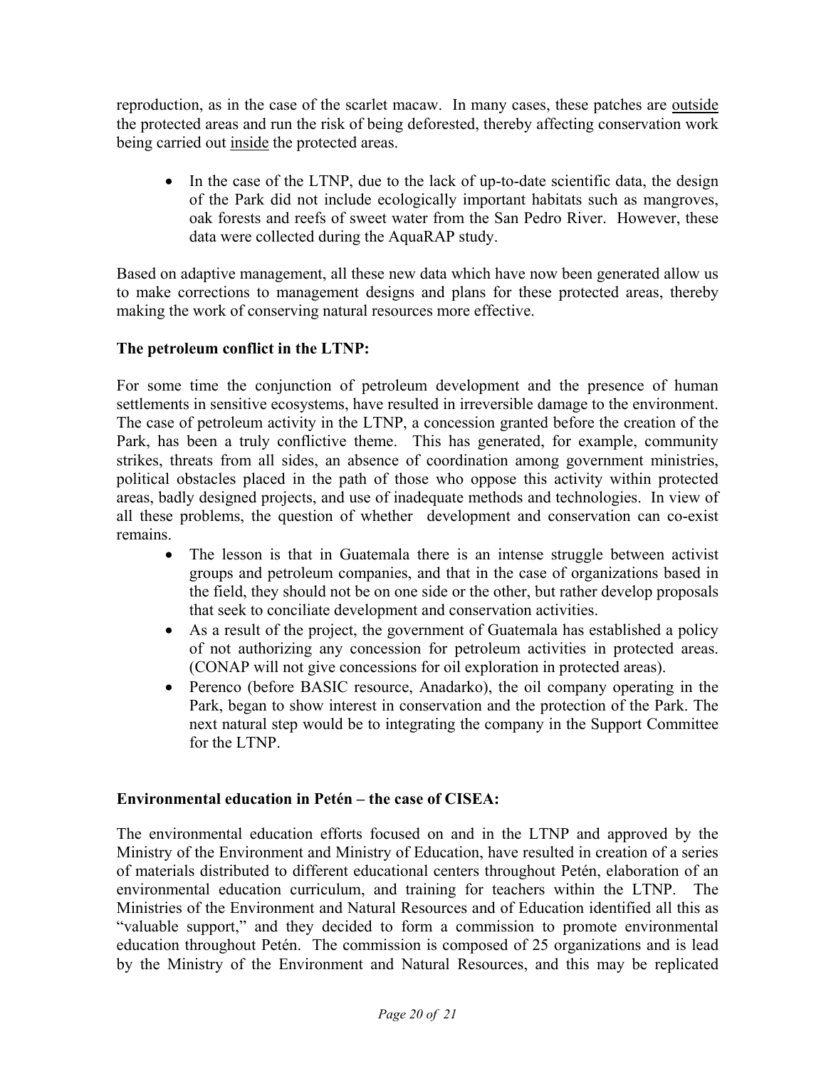reproduction, as in the case of the scarlet macaw. In many cases, these patches are <u>outside</u> the protected areas and run the risk of being deforested, thereby affecting conservation work being carried out <u>inside</u> the protected areas.

- In the case of the LTNP, due to the lack of up-to-date scientific data, the design of the Park did not include ecologically important habitats such as mangroves, oak forests and reefs of sweet water from the San Pedro River. However, these data were collected during the AquaRAP study.

Based on adaptive management, all these new data which have now been generated allow us to make corrections to management designs and plans for these protected areas, thereby making the work of conserving natural resources more effective.

**The petroleum conflict in the LTNP:**

For some time the conjunction of petroleum development and the presence of human settlements in sensitive ecosystems, have resulted in irreversible damage to the environment. The case of petroleum activity in the LTNP, a concession granted before the creation of the Park, has been a truly conflictive theme. This has generated, for example, community strikes, threats from all sides, an absence of coordination among government ministries, political obstacles placed in the path of those who oppose this activity within protected areas, badly designed projects, and use of inadequate methods and technologies. In view of all these problems, the question of whether development and conservation can co-exist remains.

- The lesson is that in Guatemala there is an intense struggle between activist groups and petroleum companies, and that in the case of organizations based in the field, they should not be on one side or the other, but rather develop proposals that seek to conciliate development and conservation activities.
- As a result of the project, the government of Guatemala has established a policy of not authorizing any concession for petroleum activities in protected areas. (CONAP will not give concessions for oil exploration in protected areas).
- Perenco (before BASIC resource, Anadarko), the oil company operating in the Park, began to show interest in conservation and the protection of the Park. The next natural step would be to integrating the company in the Support Committee for the LTNP.

**Environmental education in Petén – the case of CISEA:**

The environmental education efforts focused on and in the LTNP and approved by the Ministry of the Environment and Ministry of Education, have resulted in creation of a series of materials distributed to different educational centers throughout Petén, elaboration of an environmental education curriculum, and training for teachers within the LTNP. The Ministries of the Environment and Natural Resources and of Education identified all this as "valuable support," and they decided to form a commission to promote environmental education throughout Petén. The commission is composed of 25 organizations and is lead by the Ministry of the Environment and Natural Resources, and this may be replicated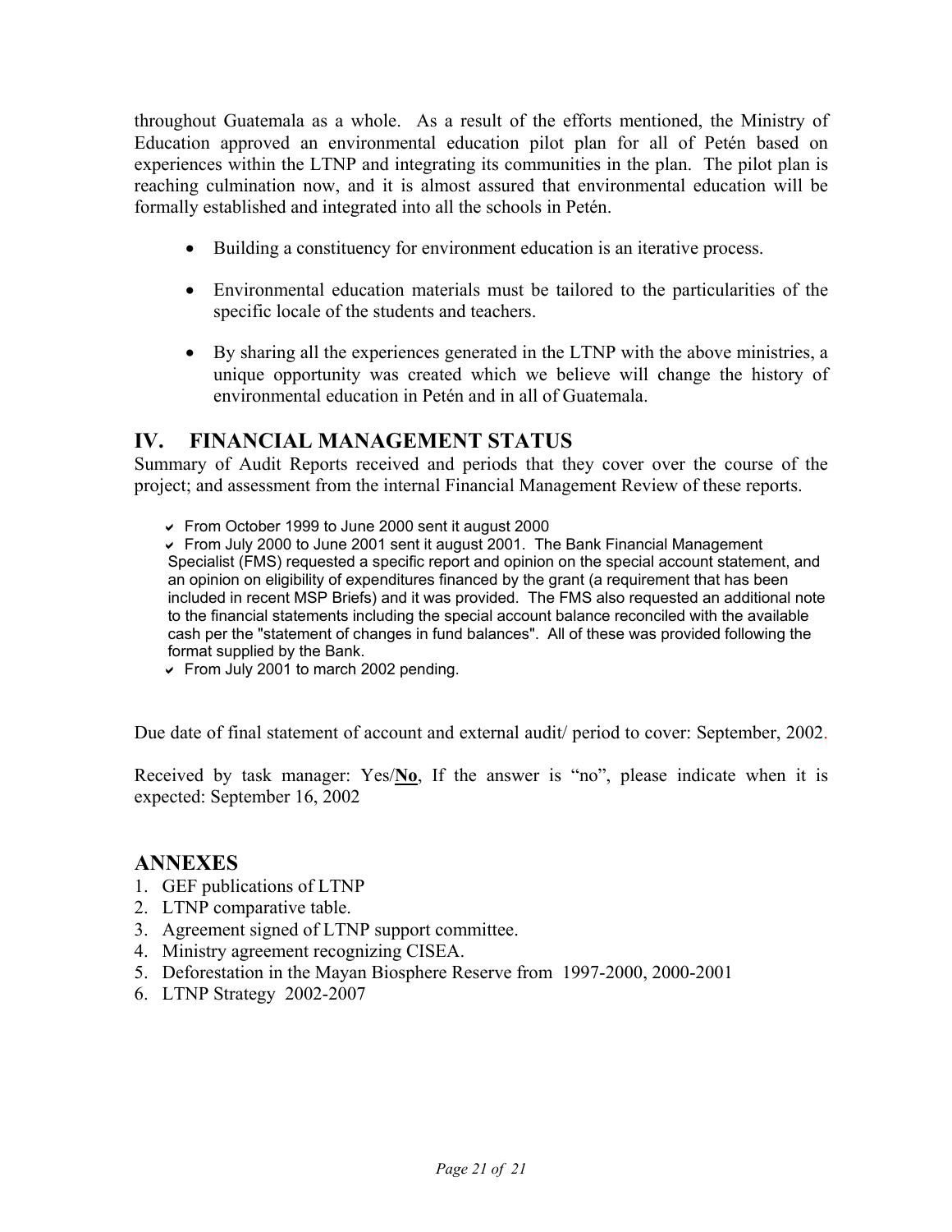throughout Guatemala as a whole. As a result of the efforts mentioned, the Ministry of Education approved an environmental education pilot plan for all of Petén based on experiences within the LTNP and integrating its communities in the plan. The pilot plan is reaching culmination now, and it is almost assured that environmental education will be formally established and integrated into all the schools in Petén.

- Building a constituency for environment education is an iterative process.
- Environmental education materials must be tailored to the particularities of the specific locale of the students and teachers.
- By sharing all the experiences generated in the LTNP with the above ministries, a unique opportunity was created which we believe will change the history of environmental education in Petén and in all of Guatemala.

## IV. FINANCIAL MANAGEMENT STATUS

Summary of Audit Reports received and periods that they cover over the course of the project; and assessment from the internal Financial Management Review of these reports.

- From October 1999 to June 2000 sent it august 2000
- From July 2000 to June 2001 sent it august 2001. The Bank Financial Management Specialist (FMS) requested a specific report and opinion on the special account statement, and an opinion on eligibility of expenditures financed by the grant (a requirement that has been included in recent MSP Briefs) and it was provided. The FMS also requested an additional note to the financial statements including the special account balance reconciled with the available cash per the "statement of changes in fund balances". All of these was provided following the format supplied by the Bank.
- From July 2001 to march 2002 pending.

Due date of final statement of account and external audit/ period to cover: September, 2002.

Received by task manager: Yes/**No**, If the answer is "no", please indicate when it is expected: September 16, 2002

## ANNEXES

1. GEF publications of LTNP
2. LTNP comparative table.
3. Agreement signed of LTNP support committee.
4. Ministry agreement recognizing CISEA.
5. Deforestation in the Mayan Biosphere Reserve from 1997-2000, 2000-2001
6. LTNP Strategy 2002-2007